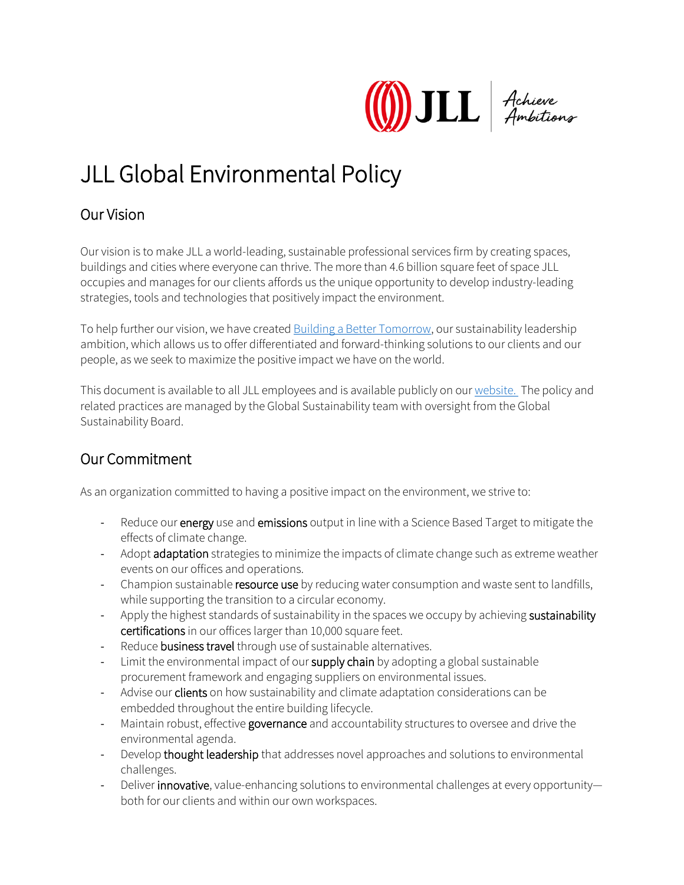# JLL Global Environmental Policy

## Our Vision

Our vision is to make JLL a world-leading, sustainable professional services firm by creating spaces, buildings and cities where everyone can thrive. The more than 4.6 billion square feet of space JLL occupies and manages for our clients affords us the unique opportunity to develop industry-leading strategies, tools and technologies that positively impact the environment.

To help further our vision, we have created Building a Better Tomorrow, our sustainability leadership ambition, which allows us to offer differentiated and forward-thinking solutions to our clients and our people, as we seek to maximize the positive impact we have on the world.

This document is available to all JLL employees and is available publicly on our website. The policy and related practices are managed by the Global Sustainability team with oversight from the Global Sustainability Board.

## Our Commitment

As an organization committed to having a positive impact on the environment, we strive to:

- Reduce our **energy** use and **emissions** output in line with a Science Based Target to mitigate the effects of climate change.
- Adopt **adaptation** strategies to minimize the impacts of climate change such as extreme weather events on our offices and operations.
- Champion sustainable **resource use** by reducing water consumption and waste sent to landfills, while supporting the transition to a circular economy.
- Apply the highest standards of sustainability in the spaces we occupy by achieving **sustainability certifications** in our offices larger than 10,000 square feet.
- Reduce **business travel** through use of sustainable alternatives.
- Limit the environmental impact of our **supply chain** by adopting a global sustainable procurement framework and engaging suppliers on environmental issues.
- Advise our **clients** on how sustainability and climate adaptation considerations can be embedded throughout the entire building lifecycle.
- Maintain robust, effective **governance** and accountability structures to oversee and drive the environmental agenda.
- Develop **thought leadership** that addresses novel approaches and solutions to environmental challenges.
- Deliver **innovative**, value-enhancing solutions to environmental challenges at every opportunity—both for our clients and within our own workspaces.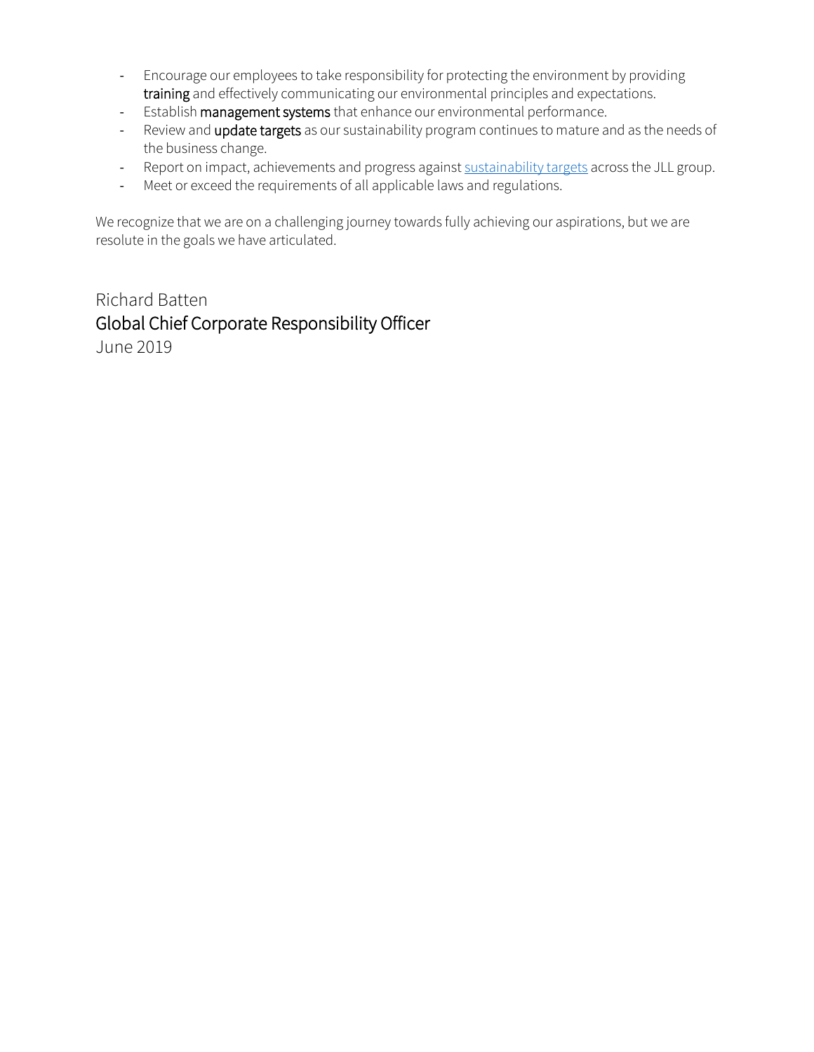- Encourage our employees to take responsibility for protecting the environment by providing **training** and effectively communicating our environmental principles and expectations.
- Establish **management systems** that enhance our environmental performance.
- Review and **update targets** as our sustainability program continues to mature and as the needs of the business change.
- Report on impact, achievements and progress against sustainability targets across the JLL group.
- Meet or exceed the requirements of all applicable laws and regulations.

We recognize that we are on a challenging journey towards fully achieving our aspirations, but we are resolute in the goals we have articulated.

Richard Batten
Global Chief Corporate Responsibility Officer
June 2019